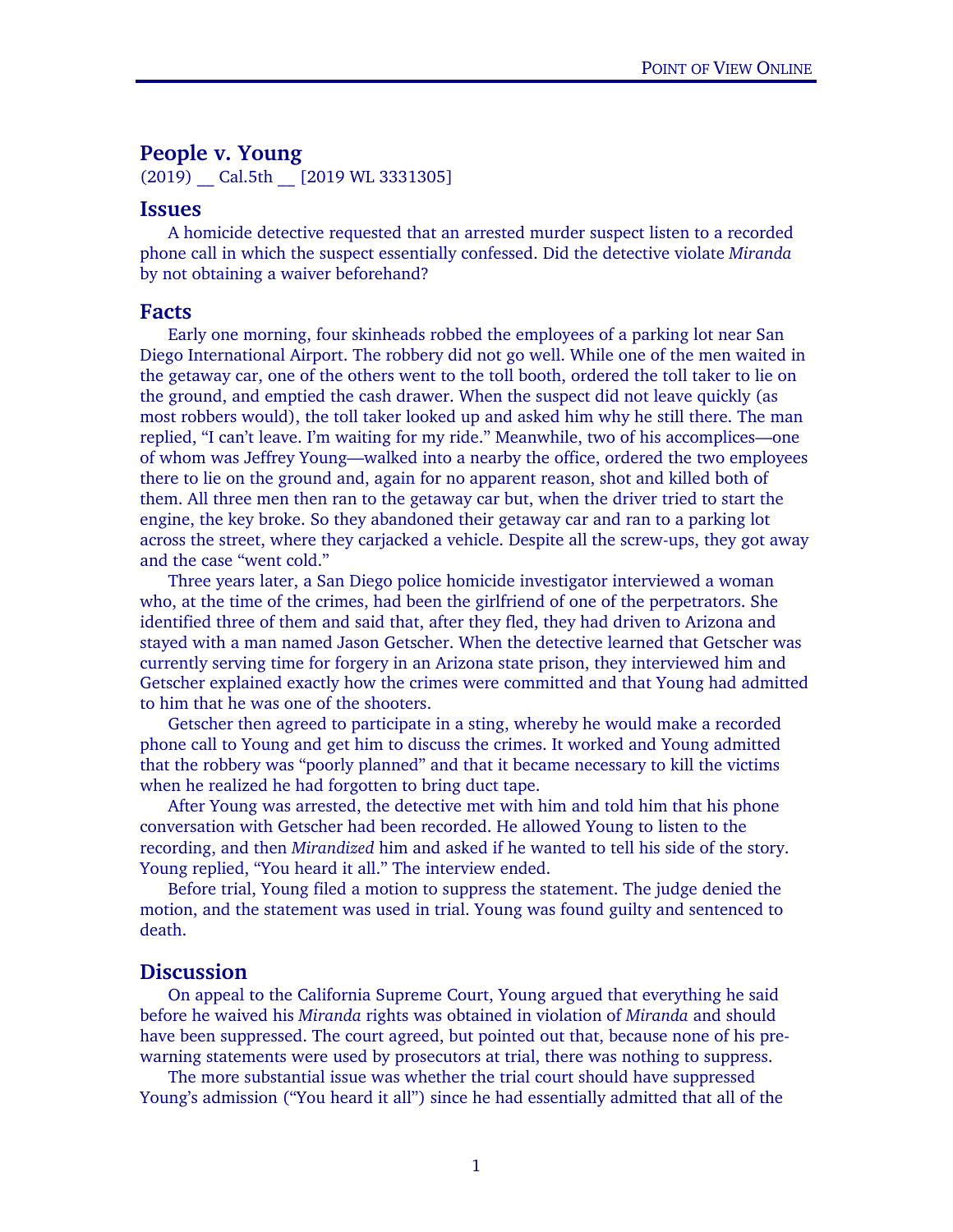## People v. Young

(2019) __ Cal.5th __ [2019 WL 3331305]

### Issues

A homicide detective requested that an arrested murder suspect listen to a recorded phone call in which the suspect essentially confessed. Did the detective violate *Miranda* by not obtaining a waiver beforehand?

### Facts

Early one morning, four skinheads robbed the employees of a parking lot near San Diego International Airport. The robbery did not go well. While one of the men waited in the getaway car, one of the others went to the toll booth, ordered the toll taker to lie on the ground, and emptied the cash drawer. When the suspect did not leave quickly (as most robbers would), the toll taker looked up and asked him why he still there. The man replied, "I can't leave. I'm waiting for my ride." Meanwhile, two of his accomplices—one of whom was Jeffrey Young—walked into a nearby the office, ordered the two employees there to lie on the ground and, again for no apparent reason, shot and killed both of them. All three men then ran to the getaway car but, when the driver tried to start the engine, the key broke. So they abandoned their getaway car and ran to a parking lot across the street, where they carjacked a vehicle. Despite all the screw-ups, they got away and the case "went cold."

Three years later, a San Diego police homicide investigator interviewed a woman who, at the time of the crimes, had been the girlfriend of one of the perpetrators. She identified three of them and said that, after they fled, they had driven to Arizona and stayed with a man named Jason Getscher. When the detective learned that Getscher was currently serving time for forgery in an Arizona state prison, they interviewed him and Getscher explained exactly how the crimes were committed and that Young had admitted to him that he was one of the shooters.

Getscher then agreed to participate in a sting, whereby he would make a recorded phone call to Young and get him to discuss the crimes. It worked and Young admitted that the robbery was "poorly planned" and that it became necessary to kill the victims when he realized he had forgotten to bring duct tape.

After Young was arrested, the detective met with him and told him that his phone conversation with Getscher had been recorded. He allowed Young to listen to the recording, and then *Mirandized* him and asked if he wanted to tell his side of the story. Young replied, "You heard it all." The interview ended.

Before trial, Young filed a motion to suppress the statement. The judge denied the motion, and the statement was used in trial. Young was found guilty and sentenced to death.

### Discussion

On appeal to the California Supreme Court, Young argued that everything he said before he waived his *Miranda* rights was obtained in violation of *Miranda* and should have been suppressed. The court agreed, but pointed out that, because none of his pre-warning statements were used by prosecutors at trial, there was nothing to suppress.

The more substantial issue was whether the trial court should have suppressed Young's admission ("You heard it all") since he had essentially admitted that all of the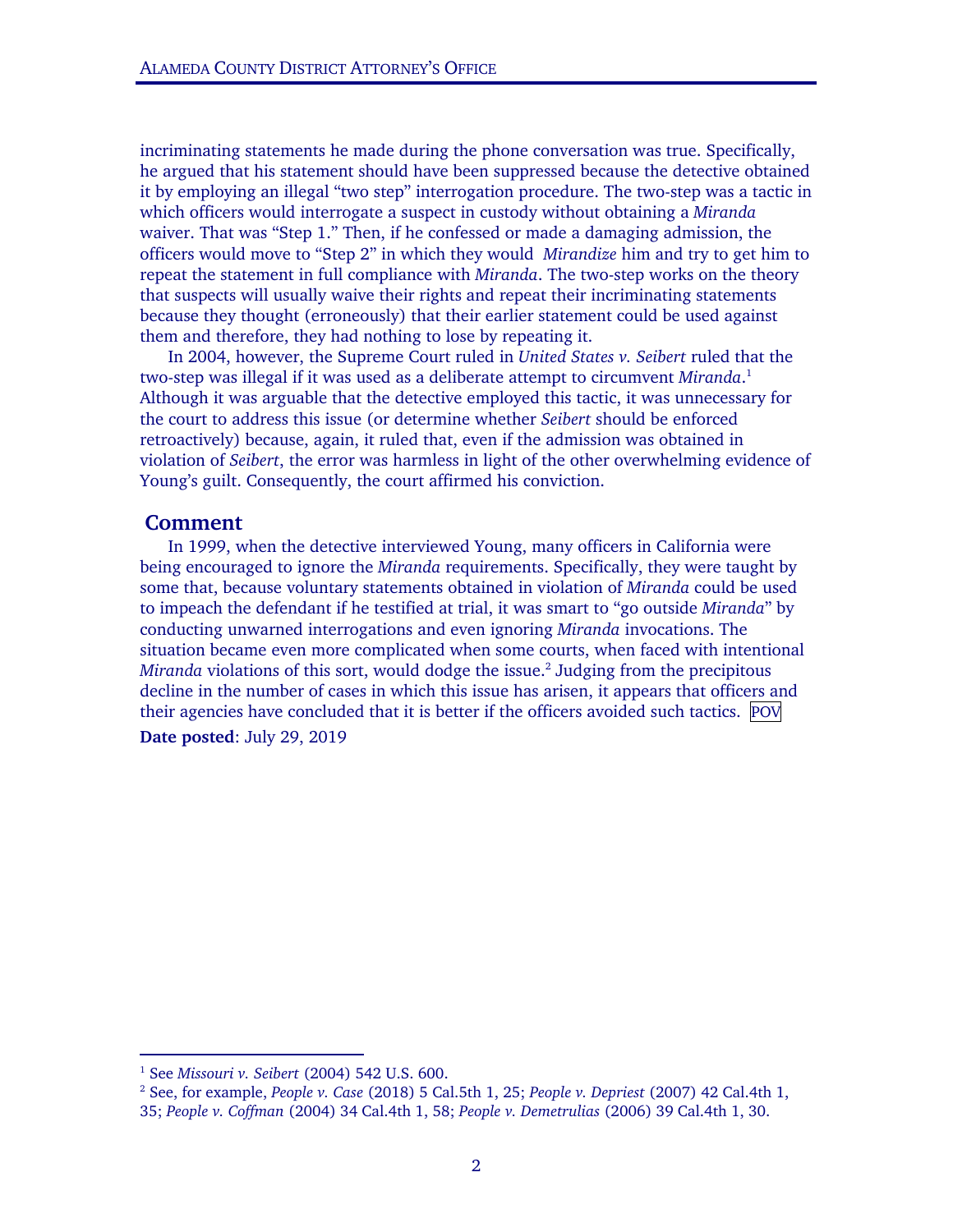incriminating statements he made during the phone conversation was true. Specifically, he argued that his statement should have been suppressed because the detective obtained it by employing an illegal "two step" interrogation procedure. The two-step was a tactic in which officers would interrogate a suspect in custody without obtaining a *Miranda* waiver. That was "Step 1." Then, if he confessed or made a damaging admission, the officers would move to "Step 2" in which they would *Mirandize* him and try to get him to repeat the statement in full compliance with *Miranda*. The two-step works on the theory that suspects will usually waive their rights and repeat their incriminating statements because they thought (erroneously) that their earlier statement could be used against them and therefore, they had nothing to lose by repeating it.

In 2004, however, the Supreme Court ruled in *United States v. Seibert* ruled that the two-step was illegal if it was used as a deliberate attempt to circumvent *Miranda*.[1] Although it was arguable that the detective employed this tactic, it was unnecessary for the court to address this issue (or determine whether *Seibert* should be enforced retroactively) because, again, it ruled that, even if the admission was obtained in violation of *Seibert*, the error was harmless in light of the other overwhelming evidence of Young's guilt. Consequently, the court affirmed his conviction.

## Comment

In 1999, when the detective interviewed Young, many officers in California were being encouraged to ignore the *Miranda* requirements. Specifically, they were taught by some that, because voluntary statements obtained in violation of *Miranda* could be used to impeach the defendant if he testified at trial, it was smart to "go outside *Miranda*" by conducting unwarned interrogations and even ignoring *Miranda* invocations. The situation became even more complicated when some courts, when faced with intentional *Miranda* violations of this sort, would dodge the issue.[2] Judging from the precipitous decline in the number of cases in which this issue has arisen, it appears that officers and their agencies have concluded that it is better if the officers avoided such tactics. POV

**Date posted**: July 29, 2019

---

[1] See *Missouri v. Seibert* (2004) 542 U.S. 600.

[2] See, for example, *People v. Case* (2018) 5 Cal.5th 1, 25; *People v. Depriest* (2007) 42 Cal.4th 1, 35; *People v. Coffman* (2004) 34 Cal.4th 1, 58; *People v. Demetrulias* (2006) 39 Cal.4th 1, 30.